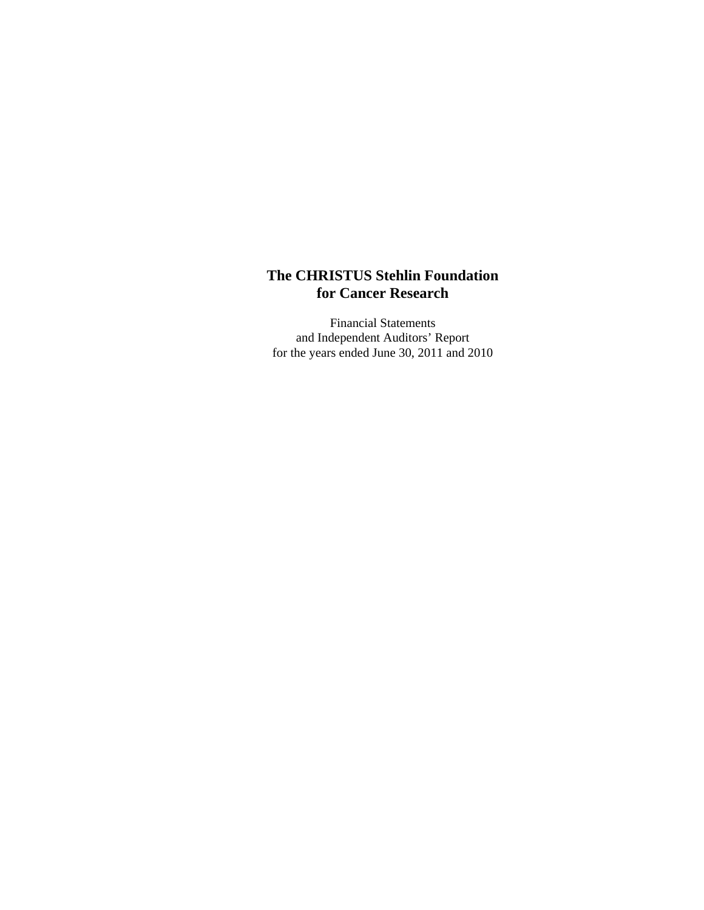# The CHRISTUS Stehlin Foundation for Cancer Research

Financial Statements
and Independent Auditors' Report
for the years ended June 30, 2011 and 2010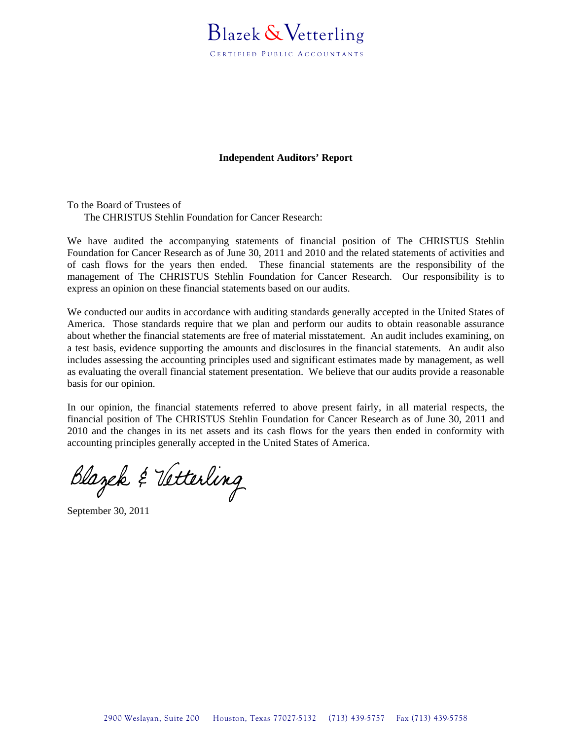Blazek & Vetterling

CERTIFIED PUBLIC ACCOUNTANTS

## Independent Auditors' Report

To the Board of Trustees of
The CHRISTUS Stehlin Foundation for Cancer Research:

We have audited the accompanying statements of financial position of The CHRISTUS Stehlin Foundation for Cancer Research as of June 30, 2011 and 2010 and the related statements of activities and of cash flows for the years then ended. These financial statements are the responsibility of the management of The CHRISTUS Stehlin Foundation for Cancer Research. Our responsibility is to express an opinion on these financial statements based on our audits.

We conducted our audits in accordance with auditing standards generally accepted in the United States of America. Those standards require that we plan and perform our audits to obtain reasonable assurance about whether the financial statements are free of material misstatement. An audit includes examining, on a test basis, evidence supporting the amounts and disclosures in the financial statements. An audit also includes assessing the accounting principles used and significant estimates made by management, as well as evaluating the overall financial statement presentation. We believe that our audits provide a reasonable basis for our opinion.

In our opinion, the financial statements referred to above present fairly, in all material respects, the financial position of The CHRISTUS Stehlin Foundation for Cancer Research as of June 30, 2011 and 2010 and the changes in its net assets and its cash flows for the years then ended in conformity with accounting principles generally accepted in the United States of America.

Blazek & Vetterling

September 30, 2011

2900 Weslayan, Suite 200 Houston, Texas 77027-5132 (713) 439-5757 Fax (713) 439-5758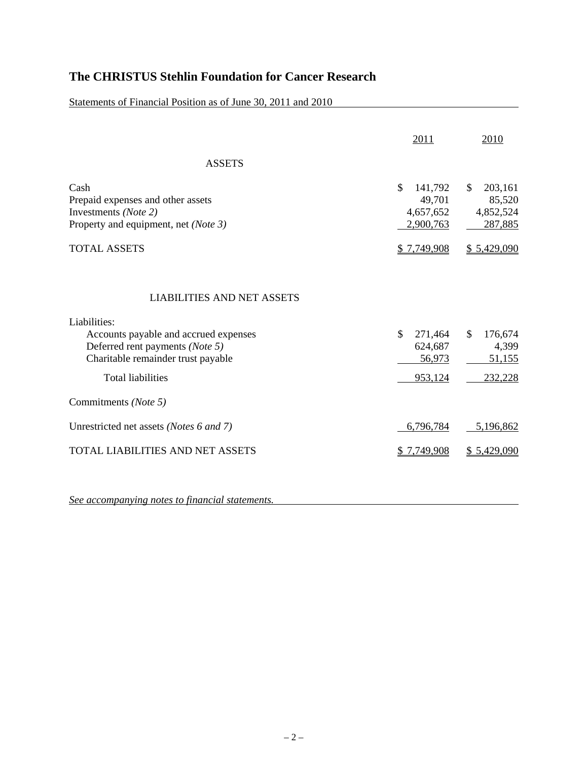# The CHRISTUS Stehlin Foundation for Cancer Research

Statements of Financial Position as of June 30, 2011 and 2010

| | 2011 | 2010 |
|---|---|---|
| **ASSETS** | | |
| Cash | $ 141,792 | $ 203,161 |
| Prepaid expenses and other assets | 49,701 | 85,520 |
| Investments *(Note 2)* | 4,657,652 | 4,852,524 |
| Property and equipment, net *(Note 3)* | 2,900,763 | 287,885 |
| TOTAL ASSETS | $ 7,749,908 | $ 5,429,090 |
| **LIABILITIES AND NET ASSETS** | | |
| Liabilities: | | |
| Accounts payable and accrued expenses | $ 271,464 | $ 176,674 |
| Deferred rent payments *(Note 5)* | 624,687 | 4,399 |
| Charitable remainder trust payable | 56,973 | 51,155 |
| Total liabilities | 953,124 | 232,228 |
| Commitments *(Note 5)* | | |
| Unrestricted net assets *(Notes 6 and 7)* | 6,796,784 | 5,196,862 |
| TOTAL LIABILITIES AND NET ASSETS | $ 7,749,908 | $ 5,429,090 |

*See accompanying notes to financial statements.*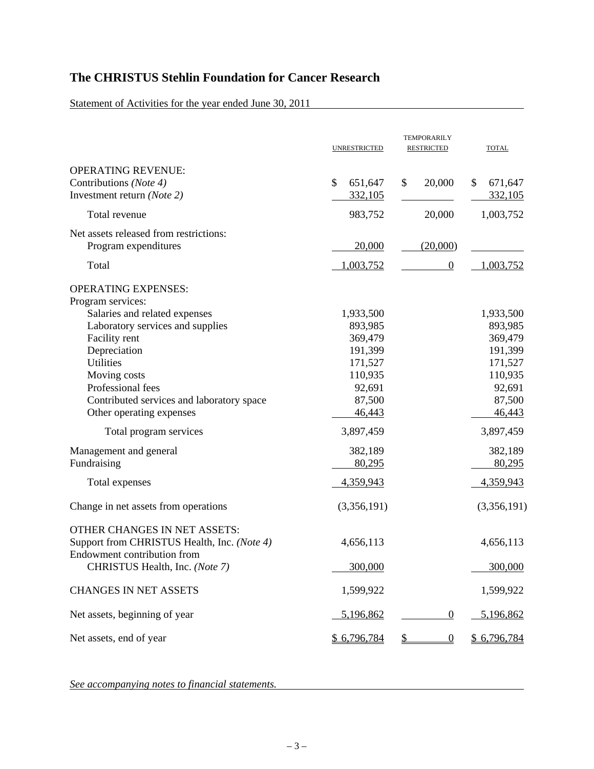# The CHRISTUS Stehlin Foundation for Cancer Research

Statement of Activities for the year ended June 30, 2011

| | UNRESTRICTED | TEMPORARILY RESTRICTED | TOTAL |
|---|---|---|---|
| OPERATING REVENUE: | | | |
| Contributions *(Note 4)* | $ 651,647 | $ 20,000 | $ 671,647 |
| Investment return *(Note 2)* | 332,105 | | 332,105 |
| Total revenue | 983,752 | 20,000 | 1,003,752 |
| Net assets released from restrictions: | | | |
| Program expenditures | 20,000 | (20,000) | |
| Total | 1,003,752 | 0 | 1,003,752 |
| OPERATING EXPENSES: | | | |
| Program services: | | | |
| Salaries and related expenses | 1,933,500 | | 1,933,500 |
| Laboratory services and supplies | 893,985 | | 893,985 |
| Facility rent | 369,479 | | 369,479 |
| Depreciation | 191,399 | | 191,399 |
| Utilities | 171,527 | | 171,527 |
| Moving costs | 110,935 | | 110,935 |
| Professional fees | 92,691 | | 92,691 |
| Contributed services and laboratory space | 87,500 | | 87,500 |
| Other operating expenses | 46,443 | | 46,443 |
| Total program services | 3,897,459 | | 3,897,459 |
| Management and general | 382,189 | | 382,189 |
| Fundraising | 80,295 | | 80,295 |
| Total expenses | 4,359,943 | | 4,359,943 |
| Change in net assets from operations | (3,356,191) | | (3,356,191) |
| OTHER CHANGES IN NET ASSETS: | | | |
| Support from CHRISTUS Health, Inc. *(Note 4)* | 4,656,113 | | 4,656,113 |
| Endowment contribution from CHRISTUS Health, Inc. *(Note 7)* | 300,000 | | 300,000 |
| CHANGES IN NET ASSETS | 1,599,922 | | 1,599,922 |
| Net assets, beginning of year | 5,196,862 | 0 | 5,196,862 |
| Net assets, end of year | $ 6,796,784 | $ 0 | $ 6,796,784 |

*See accompanying notes to financial statements.*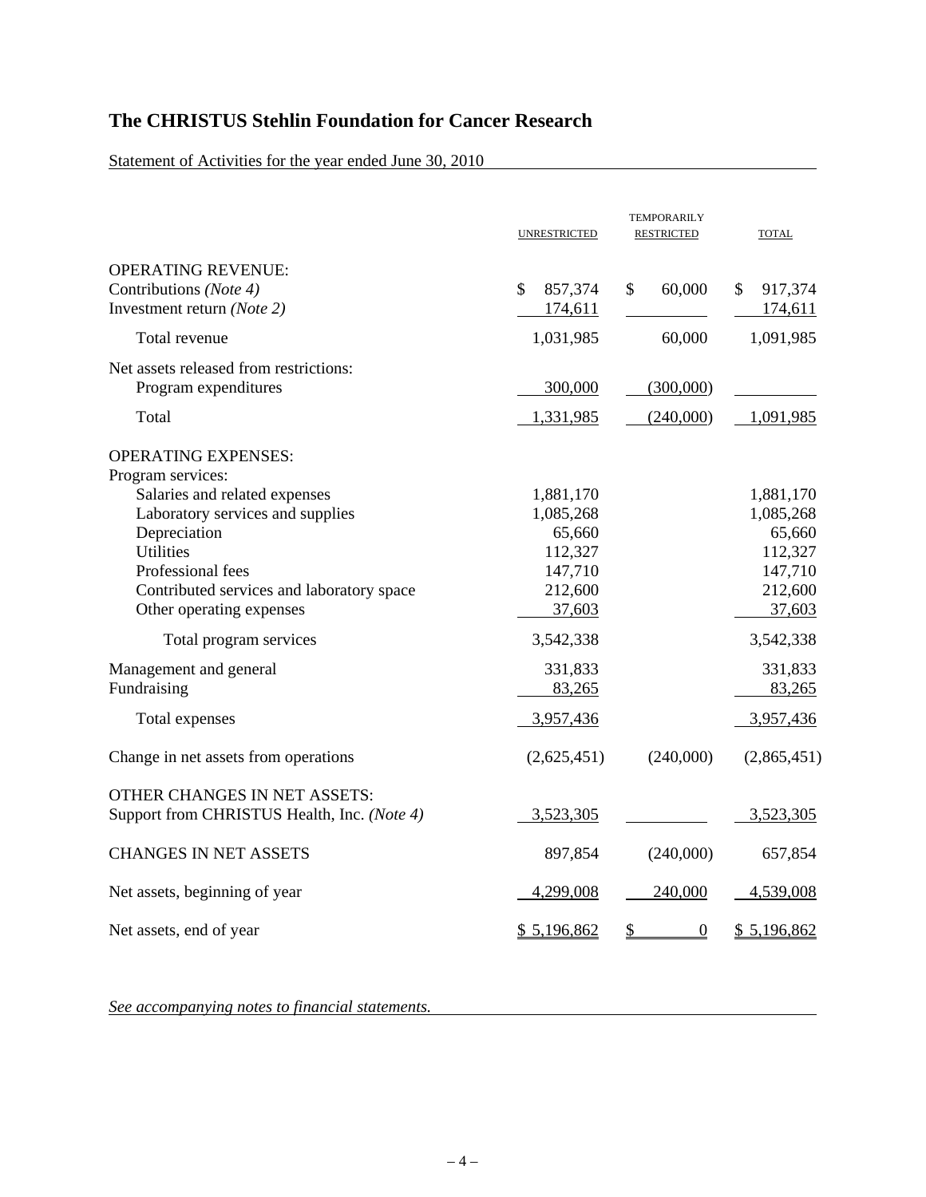# The CHRISTUS Stehlin Foundation for Cancer Research

Statement of Activities for the year ended June 30, 2010

| | UNRESTRICTED | TEMPORARILY RESTRICTED | TOTAL |
|---|---|---|---|
| OPERATING REVENUE: | | | |
| Contributions *(Note 4)* | $ 857,374 | $ 60,000 | $ 917,374 |
| Investment return *(Note 2)* | 174,611 | | 174,611 |
| Total revenue | 1,031,985 | 60,000 | 1,091,985 |
| Net assets released from restrictions: | | | |
| Program expenditures | 300,000 | (300,000) | |
| Total | 1,331,985 | (240,000) | 1,091,985 |
| OPERATING EXPENSES: | | | |
| Program services: | | | |
| Salaries and related expenses | 1,881,170 | | 1,881,170 |
| Laboratory services and supplies | 1,085,268 | | 1,085,268 |
| Depreciation | 65,660 | | 65,660 |
| Utilities | 112,327 | | 112,327 |
| Professional fees | 147,710 | | 147,710 |
| Contributed services and laboratory space | 212,600 | | 212,600 |
| Other operating expenses | 37,603 | | 37,603 |
| Total program services | 3,542,338 | | 3,542,338 |
| Management and general | 331,833 | | 331,833 |
| Fundraising | 83,265 | | 83,265 |
| Total expenses | 3,957,436 | | 3,957,436 |
| Change in net assets from operations | (2,625,451) | (240,000) | (2,865,451) |
| OTHER CHANGES IN NET ASSETS: | | | |
| Support from CHRISTUS Health, Inc. *(Note 4)* | 3,523,305 | | 3,523,305 |
| CHANGES IN NET ASSETS | 897,854 | (240,000) | 657,854 |
| Net assets, beginning of year | 4,299,008 | 240,000 | 4,539,008 |
| Net assets, end of year | $ 5,196,862 | $ 0 | $ 5,196,862 |

*See accompanying notes to financial statements.*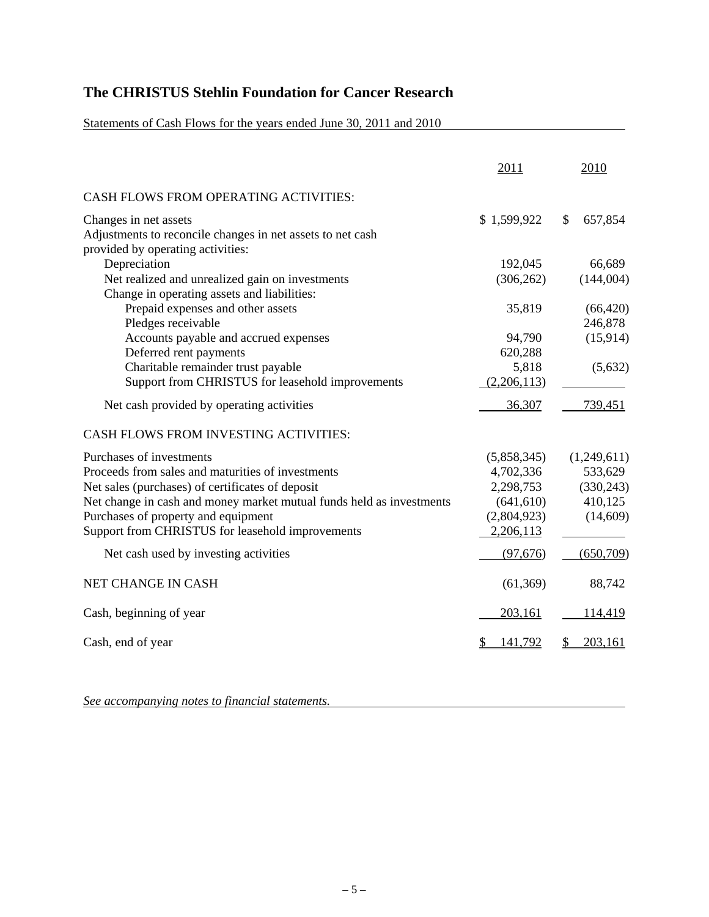# The CHRISTUS Stehlin Foundation for Cancer Research

Statements of Cash Flows for the years ended June 30, 2011 and 2010

| | 2011 | 2010 |
|---|---|---|
| CASH FLOWS FROM OPERATING ACTIVITIES: | | |
| Changes in net assets | $ 1,599,922 | $ 657,854 |
| Adjustments to reconcile changes in net assets to net cash provided by operating activities: | | |
| Depreciation | 192,045 | 66,689 |
| Net realized and unrealized gain on investments | (306,262) | (144,004) |
| Change in operating assets and liabilities: | | |
| Prepaid expenses and other assets | 35,819 | (66,420) |
| Pledges receivable | | 246,878 |
| Accounts payable and accrued expenses | 94,790 | (15,914) |
| Deferred rent payments | 620,288 | |
| Charitable remainder trust payable | 5,818 | (5,632) |
| Support from CHRISTUS for leasehold improvements | (2,206,113) | |
| Net cash provided by operating activities | 36,307 | 739,451 |
| CASH FLOWS FROM INVESTING ACTIVITIES: | | |
| Purchases of investments | (5,858,345) | (1,249,611) |
| Proceeds from sales and maturities of investments | 4,702,336 | 533,629 |
| Net sales (purchases) of certificates of deposit | 2,298,753 | (330,243) |
| Net change in cash and money market mutual funds held as investments | (641,610) | 410,125 |
| Purchases of property and equipment | (2,804,923) | (14,609) |
| Support from CHRISTUS for leasehold improvements | 2,206,113 | |
| Net cash used by investing activities | (97,676) | (650,709) |
| NET CHANGE IN CASH | (61,369) | 88,742 |
| Cash, beginning of year | 203,161 | 114,419 |
| Cash, end of year | $ 141,792 | $ 203,161 |

*See accompanying notes to financial statements.*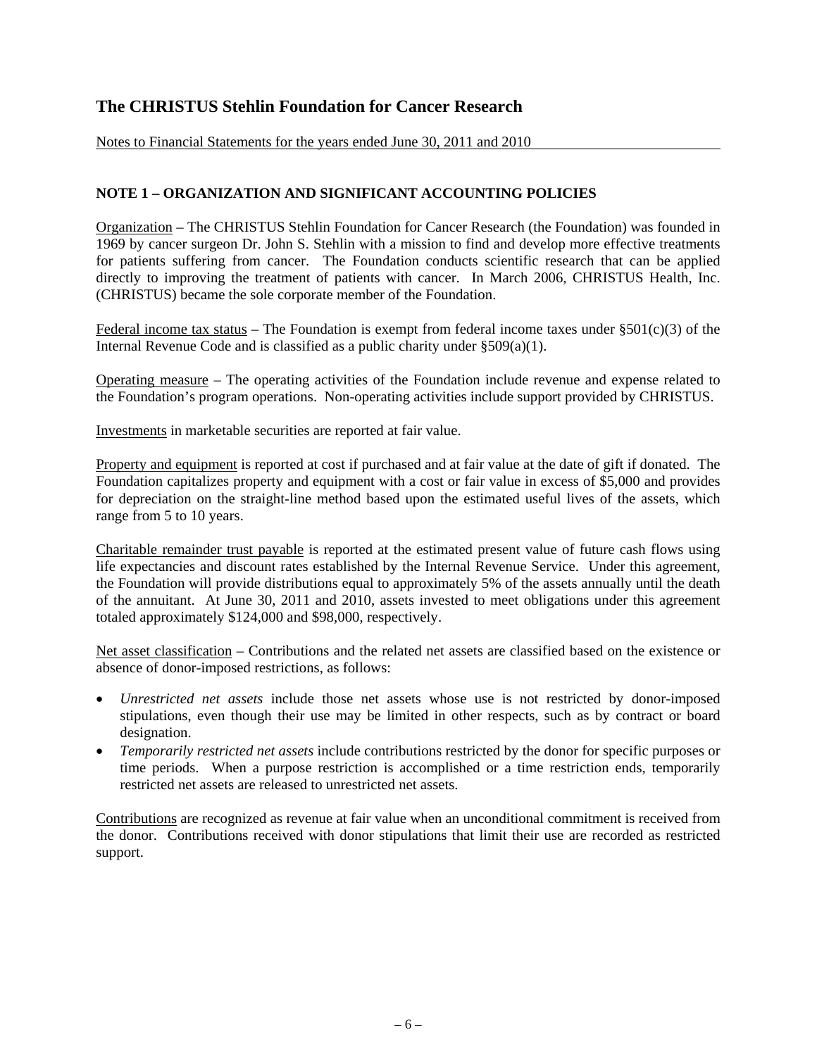# The CHRISTUS Stehlin Foundation for Cancer Research

Notes to Financial Statements for the years ended June 30, 2011 and 2010

## NOTE 1 – ORGANIZATION AND SIGNIFICANT ACCOUNTING POLICIES

Organization – The CHRISTUS Stehlin Foundation for Cancer Research (the Foundation) was founded in 1969 by cancer surgeon Dr. John S. Stehlin with a mission to find and develop more effective treatments for patients suffering from cancer. The Foundation conducts scientific research that can be applied directly to improving the treatment of patients with cancer. In March 2006, CHRISTUS Health, Inc. (CHRISTUS) became the sole corporate member of the Foundation.

Federal income tax status – The Foundation is exempt from federal income taxes under §501(c)(3) of the Internal Revenue Code and is classified as a public charity under §509(a)(1).

Operating measure – The operating activities of the Foundation include revenue and expense related to the Foundation's program operations. Non-operating activities include support provided by CHRISTUS.

Investments in marketable securities are reported at fair value.

Property and equipment is reported at cost if purchased and at fair value at the date of gift if donated. The Foundation capitalizes property and equipment with a cost or fair value in excess of $5,000 and provides for depreciation on the straight-line method based upon the estimated useful lives of the assets, which range from 5 to 10 years.

Charitable remainder trust payable is reported at the estimated present value of future cash flows using life expectancies and discount rates established by the Internal Revenue Service. Under this agreement, the Foundation will provide distributions equal to approximately 5% of the assets annually until the death of the annuitant. At June 30, 2011 and 2010, assets invested to meet obligations under this agreement totaled approximately $124,000 and $98,000, respectively.

Net asset classification – Contributions and the related net assets are classified based on the existence or absence of donor-imposed restrictions, as follows:

- *Unrestricted net assets* include those net assets whose use is not restricted by donor-imposed stipulations, even though their use may be limited in other respects, such as by contract or board designation.
- *Temporarily restricted net assets* include contributions restricted by the donor for specific purposes or time periods. When a purpose restriction is accomplished or a time restriction ends, temporarily restricted net assets are released to unrestricted net assets.

Contributions are recognized as revenue at fair value when an unconditional commitment is received from the donor. Contributions received with donor stipulations that limit their use are recorded as restricted support.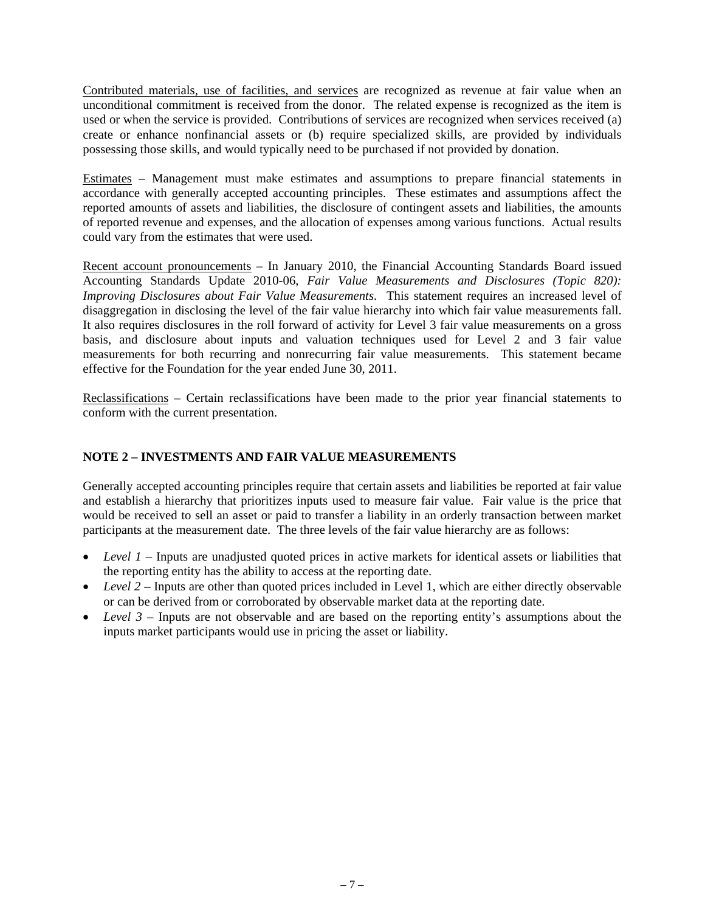Contributed materials, use of facilities, and services are recognized as revenue at fair value when an unconditional commitment is received from the donor. The related expense is recognized as the item is used or when the service is provided. Contributions of services are recognized when services received (a) create or enhance nonfinancial assets or (b) require specialized skills, are provided by individuals possessing those skills, and would typically need to be purchased if not provided by donation.

Estimates – Management must make estimates and assumptions to prepare financial statements in accordance with generally accepted accounting principles. These estimates and assumptions affect the reported amounts of assets and liabilities, the disclosure of contingent assets and liabilities, the amounts of reported revenue and expenses, and the allocation of expenses among various functions. Actual results could vary from the estimates that were used.

Recent account pronouncements – In January 2010, the Financial Accounting Standards Board issued Accounting Standards Update 2010-06, *Fair Value Measurements and Disclosures (Topic 820): Improving Disclosures about Fair Value Measurements*. This statement requires an increased level of disaggregation in disclosing the level of the fair value hierarchy into which fair value measurements fall. It also requires disclosures in the roll forward of activity for Level 3 fair value measurements on a gross basis, and disclosure about inputs and valuation techniques used for Level 2 and 3 fair value measurements for both recurring and nonrecurring fair value measurements. This statement became effective for the Foundation for the year ended June 30, 2011.

Reclassifications – Certain reclassifications have been made to the prior year financial statements to conform with the current presentation.

## NOTE 2 – INVESTMENTS AND FAIR VALUE MEASUREMENTS

Generally accepted accounting principles require that certain assets and liabilities be reported at fair value and establish a hierarchy that prioritizes inputs used to measure fair value. Fair value is the price that would be received to sell an asset or paid to transfer a liability in an orderly transaction between market participants at the measurement date. The three levels of the fair value hierarchy are as follows:

- *Level 1* – Inputs are unadjusted quoted prices in active markets for identical assets or liabilities that the reporting entity has the ability to access at the reporting date.
- *Level 2* – Inputs are other than quoted prices included in Level 1, which are either directly observable or can be derived from or corroborated by observable market data at the reporting date.
- *Level 3* – Inputs are not observable and are based on the reporting entity's assumptions about the inputs market participants would use in pricing the asset or liability.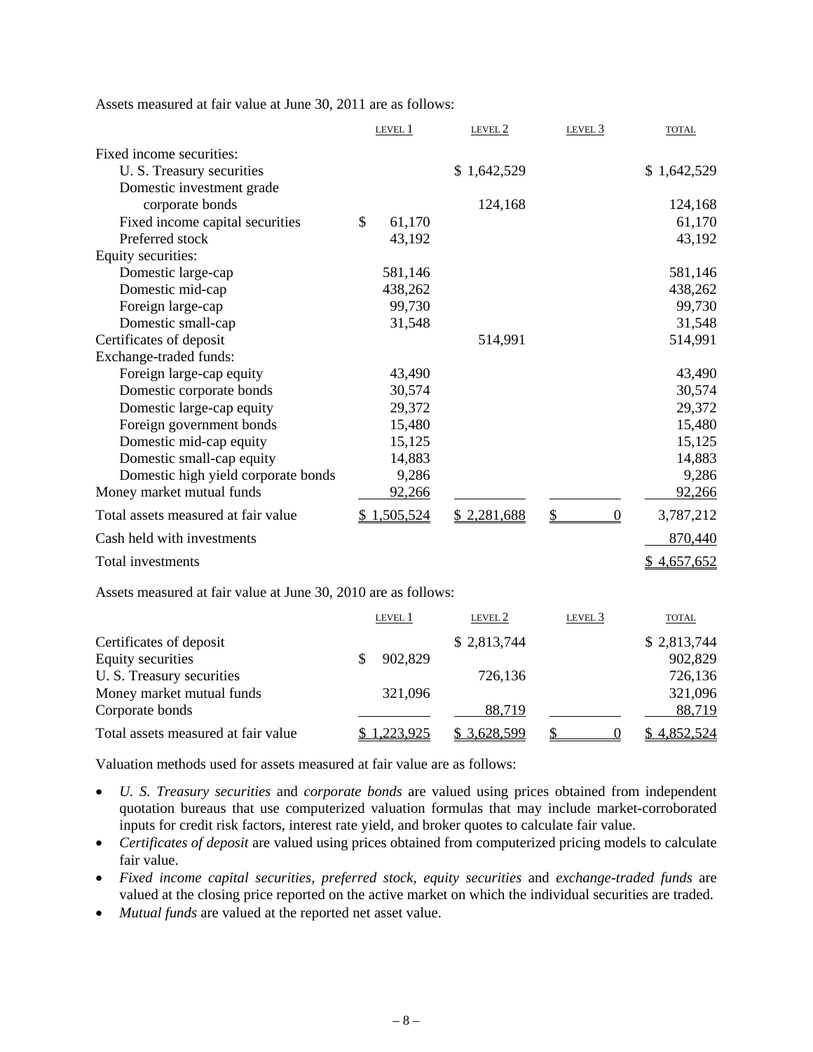Assets measured at fair value at June 30, 2011 are as follows:

| | LEVEL 1 | LEVEL 2 | LEVEL 3 | TOTAL |
|---|---|---|---|---|
| Fixed income securities: | | | | |
| U. S. Treasury securities | | $ 1,642,529 | | $ 1,642,529 |
| Domestic investment grade corporate bonds | | 124,168 | | 124,168 |
| Fixed income capital securities | $ 61,170 | | | 61,170 |
| Preferred stock | 43,192 | | | 43,192 |
| Equity securities: | | | | |
| Domestic large-cap | 581,146 | | | 581,146 |
| Domestic mid-cap | 438,262 | | | 438,262 |
| Foreign large-cap | 99,730 | | | 99,730 |
| Domestic small-cap | 31,548 | | | 31,548 |
| Certificates of deposit | | 514,991 | | 514,991 |
| Exchange-traded funds: | | | | |
| Foreign large-cap equity | 43,490 | | | 43,490 |
| Domestic corporate bonds | 30,574 | | | 30,574 |
| Domestic large-cap equity | 29,372 | | | 29,372 |
| Foreign government bonds | 15,480 | | | 15,480 |
| Domestic mid-cap equity | 15,125 | | | 15,125 |
| Domestic small-cap equity | 14,883 | | | 14,883 |
| Domestic high yield corporate bonds | 9,286 | | | 9,286 |
| Money market mutual funds | 92,266 | | | 92,266 |
| Total assets measured at fair value | $ 1,505,524 | $ 2,281,688 | $ 0 | 3,787,212 |
| Cash held with investments | | | | 870,440 |
| Total investments | | | | $ 4,657,652 |

Assets measured at fair value at June 30, 2010 are as follows:

| | LEVEL 1 | LEVEL 2 | LEVEL 3 | TOTAL |
|---|---|---|---|---|
| Certificates of deposit | | $ 2,813,744 | | $ 2,813,744 |
| Equity securities | $ 902,829 | | | 902,829 |
| U. S. Treasury securities | | 726,136 | | 726,136 |
| Money market mutual funds | 321,096 | | | 321,096 |
| Corporate bonds | | 88,719 | | 88,719 |
| Total assets measured at fair value | $ 1,223,925 | $ 3,628,599 | $ 0 | $ 4,852,524 |

Valuation methods used for assets measured at fair value are as follows:

- *U. S. Treasury securities* and *corporate bonds* are valued using prices obtained from independent quotation bureaus that use computerized valuation formulas that may include market-corroborated inputs for credit risk factors, interest rate yield, and broker quotes to calculate fair value.
- *Certificates of deposit* are valued using prices obtained from computerized pricing models to calculate fair value.
- *Fixed income capital securities, preferred stock, equity securities* and *exchange-traded funds* are valued at the closing price reported on the active market on which the individual securities are traded.
- *Mutual funds* are valued at the reported net asset value.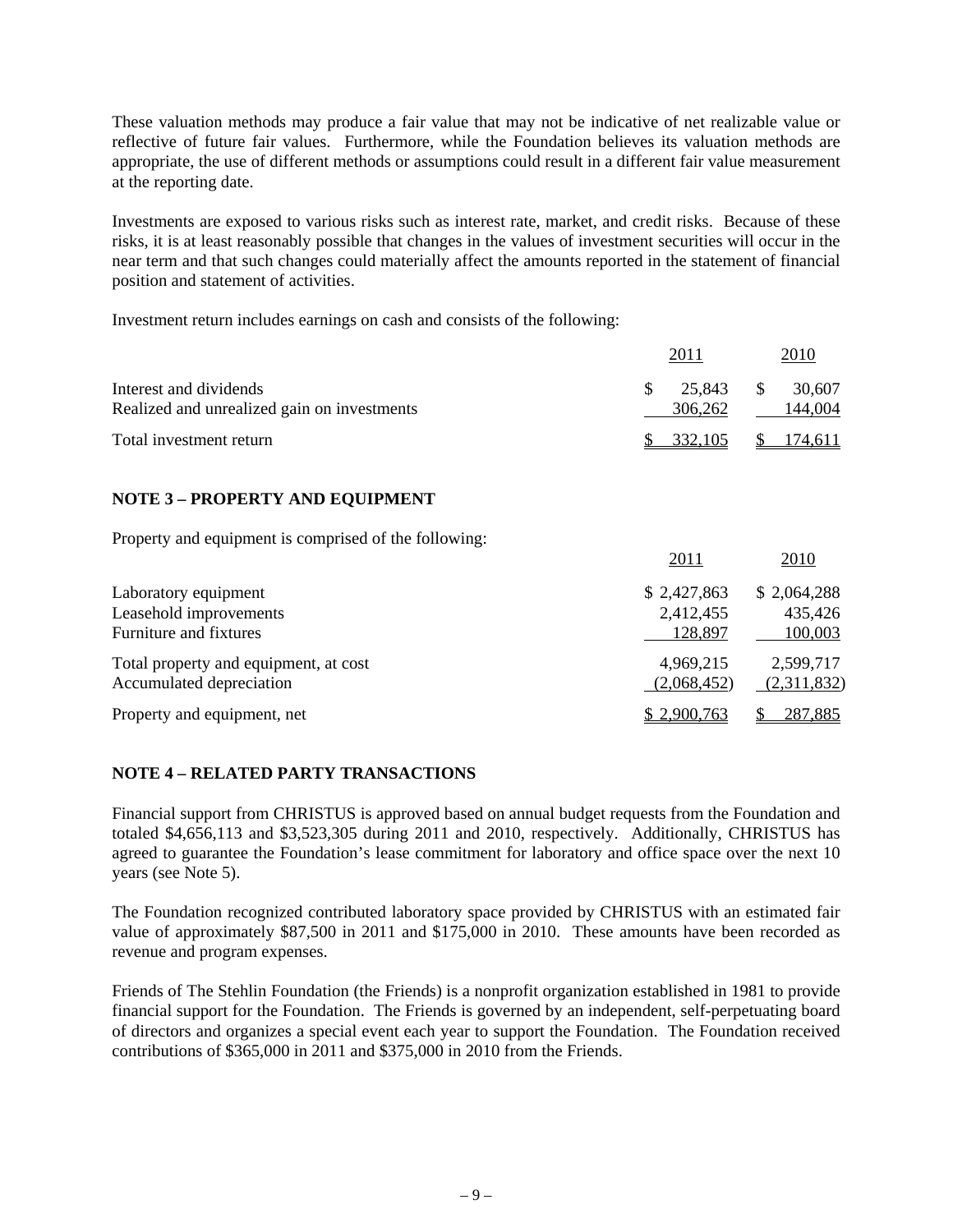These valuation methods may produce a fair value that may not be indicative of net realizable value or reflective of future fair values. Furthermore, while the Foundation believes its valuation methods are appropriate, the use of different methods or assumptions could result in a different fair value measurement at the reporting date.

Investments are exposed to various risks such as interest rate, market, and credit risks. Because of these risks, it is at least reasonably possible that changes in the values of investment securities will occur in the near term and that such changes could materially affect the amounts reported in the statement of financial position and statement of activities.

Investment return includes earnings on cash and consists of the following:

| | 2011 | 2010 |
|---|---|---|
| Interest and dividends | $ 25,843 | $ 30,607 |
| Realized and unrealized gain on investments | 306,262 | 144,004 |
| Total investment return | $ 332,105 | $ 174,611 |

## NOTE 3 – PROPERTY AND EQUIPMENT

Property and equipment is comprised of the following:

| | 2011 | 2010 |
|---|---|---|
| Laboratory equipment | $ 2,427,863 | $ 2,064,288 |
| Leasehold improvements | 2,412,455 | 435,426 |
| Furniture and fixtures | 128,897 | 100,003 |
| Total property and equipment, at cost | 4,969,215 | 2,599,717 |
| Accumulated depreciation | (2,068,452) | (2,311,832) |
| Property and equipment, net | $ 2,900,763 | $ 287,885 |

## NOTE 4 – RELATED PARTY TRANSACTIONS

Financial support from CHRISTUS is approved based on annual budget requests from the Foundation and totaled $4,656,113 and $3,523,305 during 2011 and 2010, respectively. Additionally, CHRISTUS has agreed to guarantee the Foundation's lease commitment for laboratory and office space over the next 10 years (see Note 5).

The Foundation recognized contributed laboratory space provided by CHRISTUS with an estimated fair value of approximately $87,500 in 2011 and $175,000 in 2010. These amounts have been recorded as revenue and program expenses.

Friends of The Stehlin Foundation (the Friends) is a nonprofit organization established in 1981 to provide financial support for the Foundation. The Friends is governed by an independent, self-perpetuating board of directors and organizes a special event each year to support the Foundation. The Foundation received contributions of $365,000 in 2011 and $375,000 in 2010 from the Friends.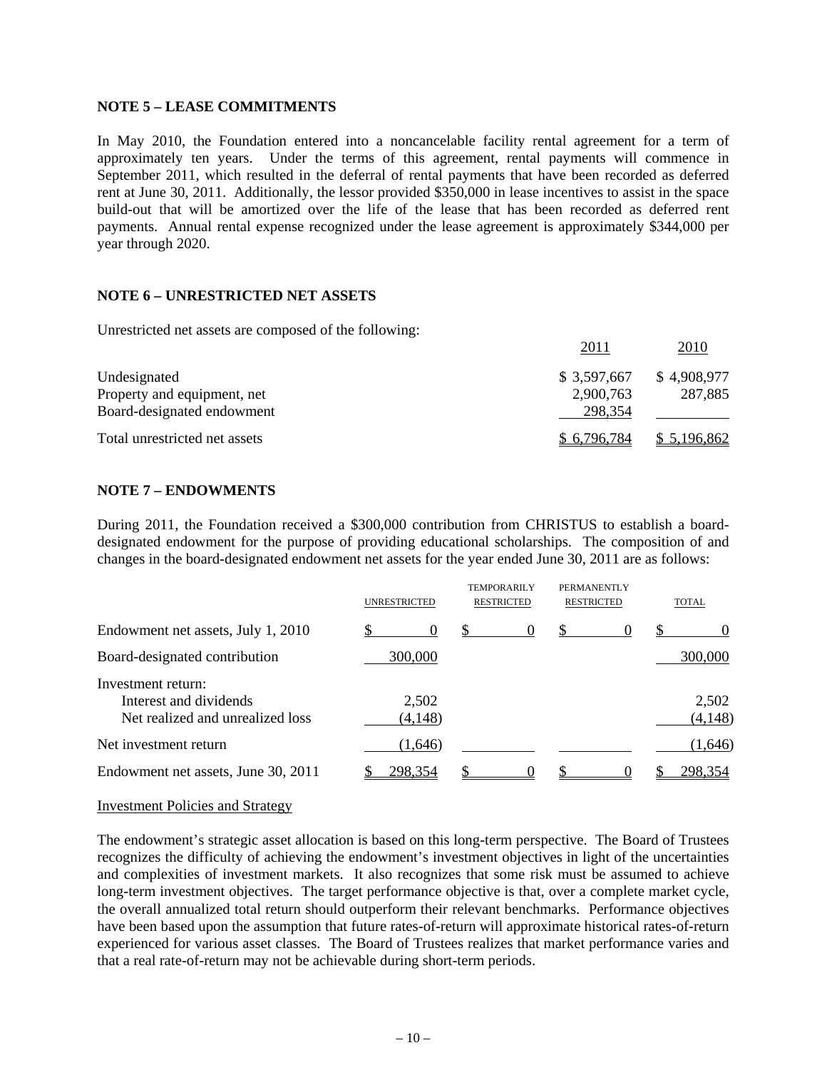**NOTE 5 – LEASE COMMITMENTS**

In May 2010, the Foundation entered into a noncancelable facility rental agreement for a term of approximately ten years. Under the terms of this agreement, rental payments will commence in September 2011, which resulted in the deferral of rental payments that have been recorded as deferred rent at June 30, 2011. Additionally, the lessor provided $350,000 in lease incentives to assist in the space build-out that will be amortized over the life of the lease that has been recorded as deferred rent payments. Annual rental expense recognized under the lease agreement is approximately $344,000 per year through 2020.

**NOTE 6 – UNRESTRICTED NET ASSETS**

Unrestricted net assets are composed of the following:

| | 2011 | 2010 |
|---|---|---|
| Undesignated | $ 3,597,667 | $ 4,908,977 |
| Property and equipment, net | 2,900,763 | 287,885 |
| Board-designated endowment | 298,354 | |
| Total unrestricted net assets | $ 6,796,784 | $ 5,196,862 |

**NOTE 7 – ENDOWMENTS**

During 2011, the Foundation received a $300,000 contribution from CHRISTUS to establish a board-designated endowment for the purpose of providing educational scholarships. The composition of and changes in the board-designated endowment net assets for the year ended June 30, 2011 are as follows:

| | UNRESTRICTED | TEMPORARILY RESTRICTED | PERMANENTLY RESTRICTED | TOTAL |
|---|---|---|---|---|
| Endowment net assets, July 1, 2010 | $ 0 | $ 0 | $ 0 | $ 0 |
| Board-designated contribution | 300,000 | | | 300,000 |
| Investment return: | | | | |
| Interest and dividends | 2,502 | | | 2,502 |
| Net realized and unrealized loss | (4,148) | | | (4,148) |
| Net investment return | (1,646) | | | (1,646) |
| Endowment net assets, June 30, 2011 | $ 298,354 | $ 0 | $ 0 | $ 298,354 |

Investment Policies and Strategy

The endowment's strategic asset allocation is based on this long-term perspective. The Board of Trustees recognizes the difficulty of achieving the endowment's investment objectives in light of the uncertainties and complexities of investment markets. It also recognizes that some risk must be assumed to achieve long-term investment objectives. The target performance objective is that, over a complete market cycle, the overall annualized total return should outperform their relevant benchmarks. Performance objectives have been based upon the assumption that future rates-of-return will approximate historical rates-of-return experienced for various asset classes. The Board of Trustees realizes that market performance varies and that a real rate-of-return may not be achievable during short-term periods.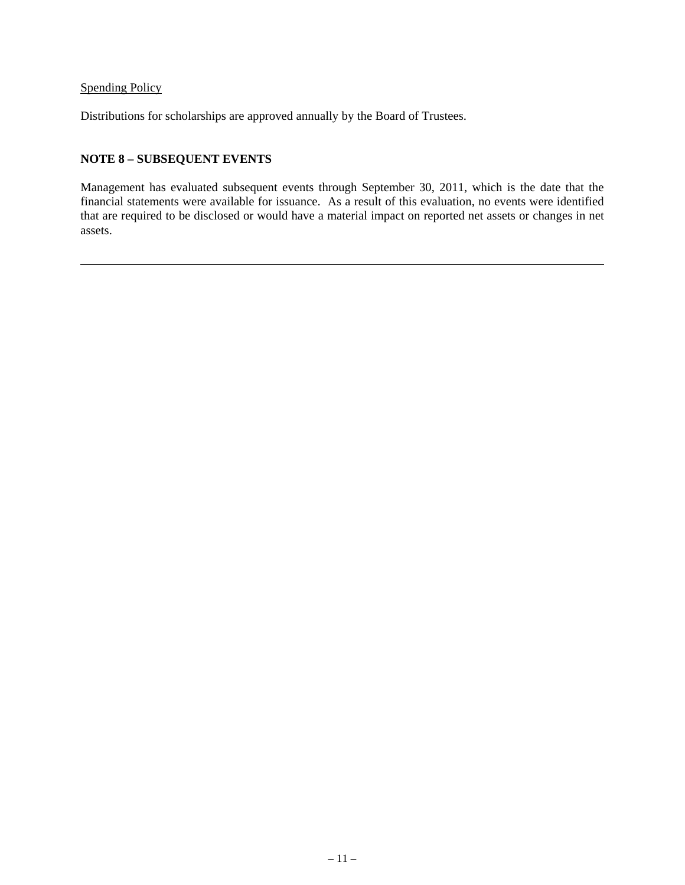Spending Policy

Distributions for scholarships are approved annually by the Board of Trustees.

**NOTE 8 – SUBSEQUENT EVENTS**

Management has evaluated subsequent events through September 30, 2011, which is the date that the financial statements were available for issuance. As a result of this evaluation, no events were identified that are required to be disclosed or would have a material impact on reported net assets or changes in net assets.